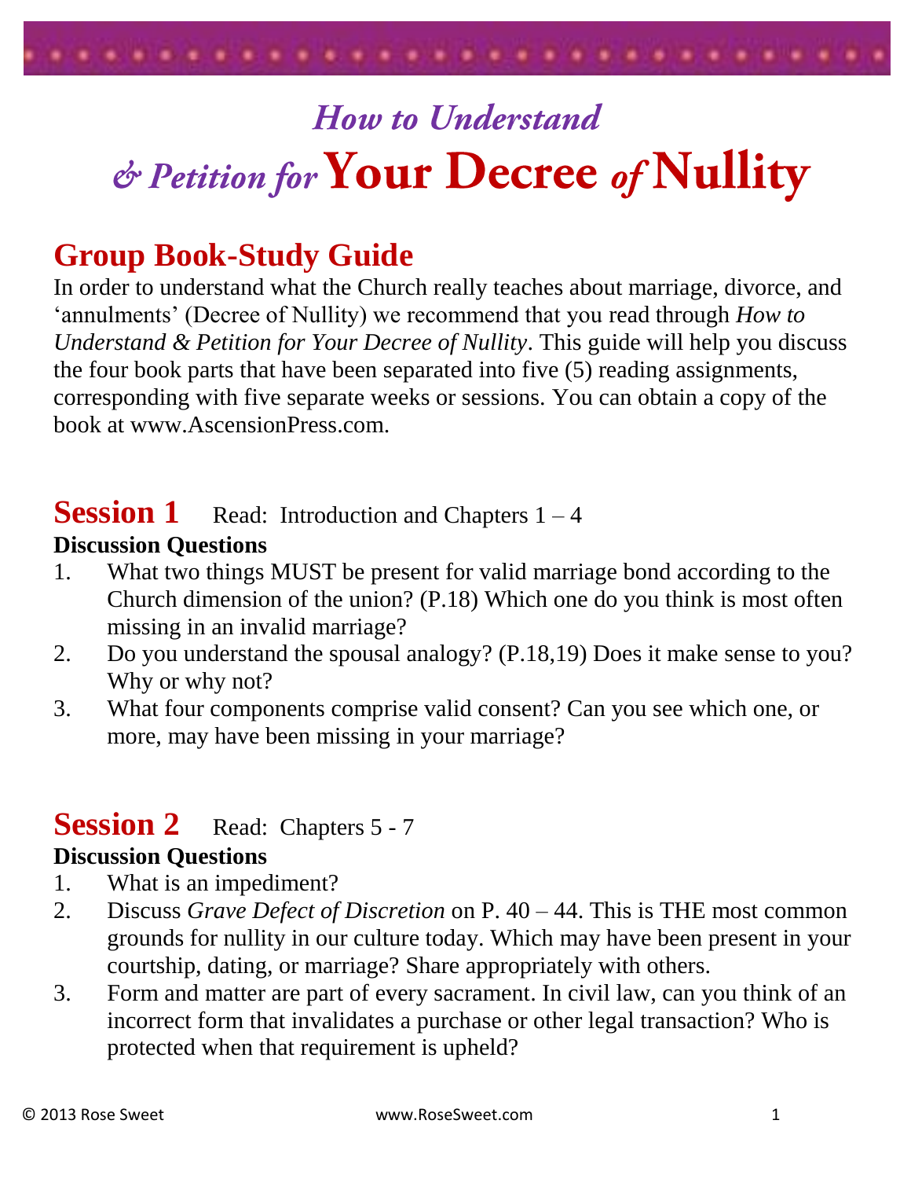# *How to Understand & Petition for* Your Decree *of* Nullity

## Group Book-Study Guide

In order to understand what the Church really teaches about marriage, divorce, and 'annulments' (Decree of Nullity) we recommend that you read through *How to Understand & Petition for Your Decree of Nullity*. This guide will help you discuss the four book parts that have been separated into five (5) reading assignments, corresponding with five separate weeks or sessions. You can obtain a copy of the book at www.AscensionPress.com.

## Session 1    Read: Introduction and Chapters 1 – 4

**Discussion Questions**

1. What two things MUST be present for valid marriage bond according to the Church dimension of the union? (P.18) Which one do you think is most often missing in an invalid marriage?
2. Do you understand the spousal analogy? (P.18,19) Does it make sense to you? Why or why not?
3. What four components comprise valid consent? Can you see which one, or more, may have been missing in your marriage?

## Session 2    Read: Chapters 5 - 7

**Discussion Questions**

1. What is an impediment?
2. Discuss *Grave Defect of Discretion* on P. 40 – 44. This is THE most common grounds for nullity in our culture today. Which may have been present in your courtship, dating, or marriage? Share appropriately with others.
3. Form and matter are part of every sacrament. In civil law, can you think of an incorrect form that invalidates a purchase or other legal transaction? Who is protected when that requirement is upheld?

© 2013 Rose Sweet    www.RoseSweet.com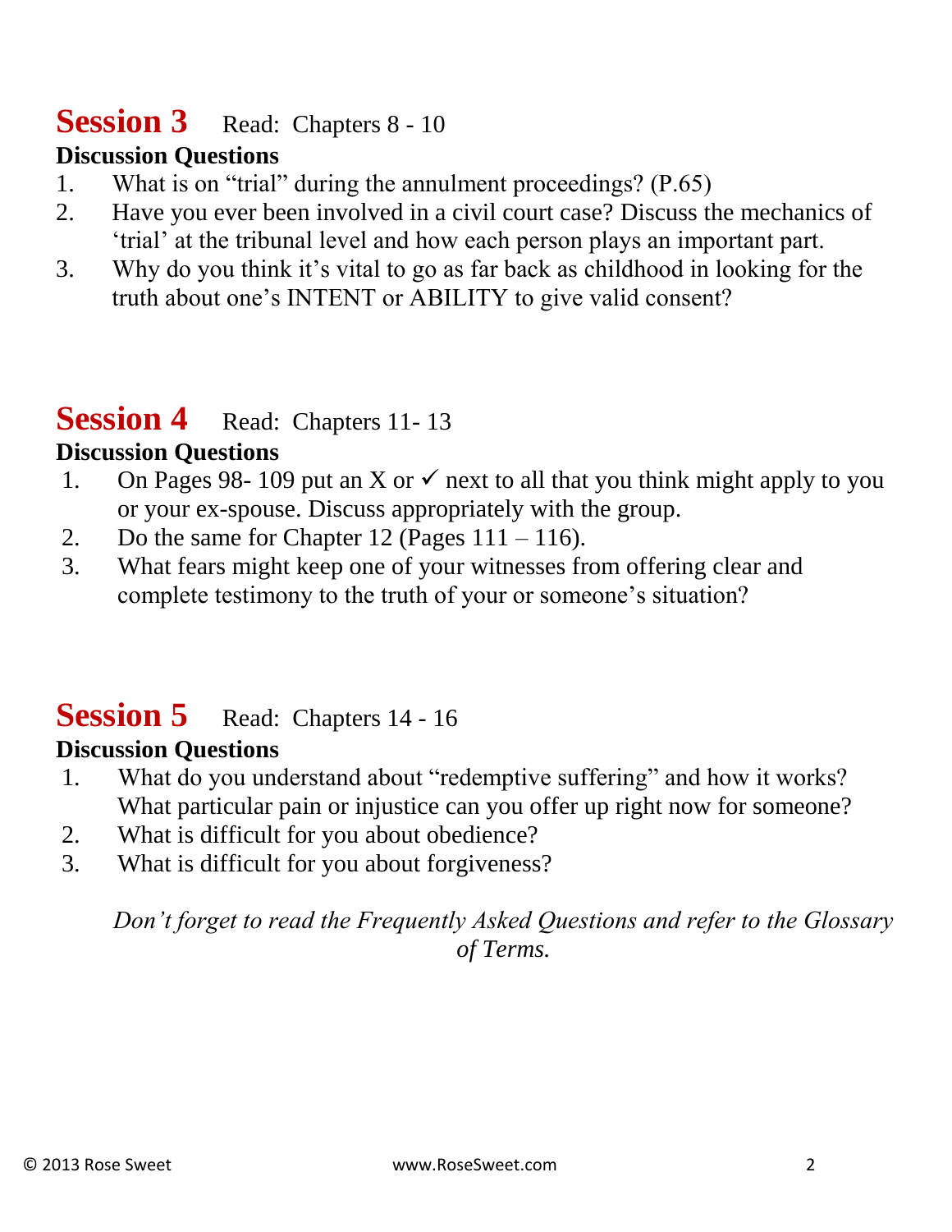## Session 3 Read: Chapters 8 - 10

**Discussion Questions**

1. What is on "trial" during the annulment proceedings? (P.65)
2. Have you ever been involved in a civil court case? Discuss the mechanics of 'trial' at the tribunal level and how each person plays an important part.
3. Why do you think it's vital to go as far back as childhood in looking for the truth about one's INTENT or ABILITY to give valid consent?

## Session 4 Read: Chapters 11- 13

**Discussion Questions**

1. On Pages 98- 109 put an X or ✓ next to all that you think might apply to you or your ex-spouse. Discuss appropriately with the group.
2. Do the same for Chapter 12 (Pages 111 – 116).
3. What fears might keep one of your witnesses from offering clear and complete testimony to the truth of your or someone's situation?

## Session 5 Read: Chapters 14 - 16

**Discussion Questions**

1. What do you understand about "redemptive suffering" and how it works? What particular pain or injustice can you offer up right now for someone?
2. What is difficult for you about obedience?
3. What is difficult for you about forgiveness?

*Don't forget to read the Frequently Asked Questions and refer to the Glossary of Terms.*

© 2013 Rose Sweet www.RoseSweet.com